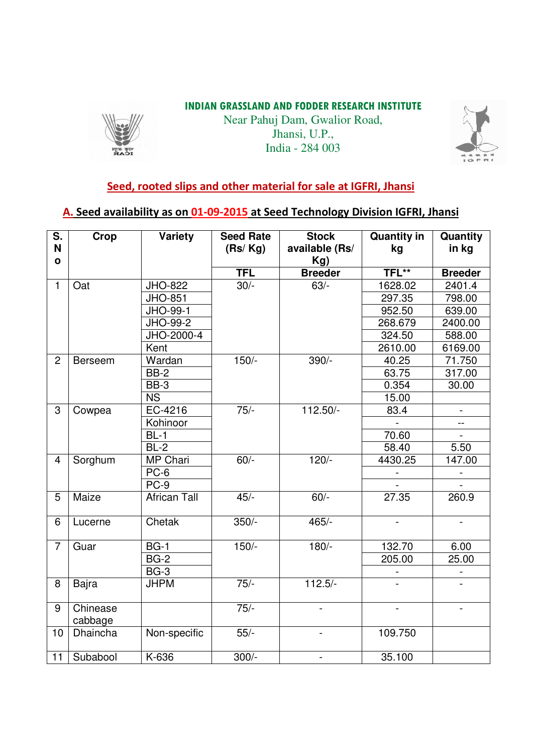**INDIAN GRASSLAND AND FODDER RESEARCH INSTITUTE**
Near Pahuj Dam, Gwalior Road,
Jhansi, U.P.,
India - 284 003

## Seed, rooted slips and other material for sale at IGFRI, Jhansi

### A. Seed availability as on 01-09-2015 at Seed Technology Division IGFRI, Jhansi

| S. No | Crop | Variety | Seed Rate (Rs/ Kg) | Stock available (Rs/ Kg) | Quantity in kg | Quantity in kg |
|---|---|---|---|---|---|---|
| | | | TFL | Breeder | TFL** | Breeder |
| 1 | Oat | JHO-822 | 30/- | 63/- | 1628.02 | 2401.4 |
| | | JHO-851 | | | 297.35 | 798.00 |
| | | JHO-99-1 | | | 952.50 | 639.00 |
| | | JHO-99-2 | | | 268.679 | 2400.00 |
| | | JHO-2000-4 | | | 324.50 | 588.00 |
| | | Kent | | | 2610.00 | 6169.00 |
| 2 | Berseem | Wardan | 150/- | 390/- | 40.25 | 71.750 |
| | | BB-2 | | | 63.75 | 317.00 |
| | | BB-3 | | | 0.354 | 30.00 |
| | | NS | | | 15.00 | |
| 3 | Cowpea | EC-4216 | 75/- | 112.50/- | 83.4 | - |
| | | Kohinoor | | | - | -- |
| | | BL-1 | | | 70.60 | - |
| | | BL-2 | | | 58.40 | 5.50 |
| 4 | Sorghum | MP Chari | 60/- | 120/- | 4430.25 | 147.00 |
| | | PC-6 | | | - | - |
| | | PC-9 | | | - | - |
| 5 | Maize | African Tall | 45/- | 60/- | 27.35 | 260.9 |
| 6 | Lucerne | Chetak | 350/- | 465/- | - | - |
| 7 | Guar | BG-1 | 150/- | 180/- | 132.70 | 6.00 |
| | | BG-2 | | | 205.00 | 25.00 |
| | | BG-3 | | | - | - |
| 8 | Bajra | JHPM | 75/- | 112.5/- | - | - |
| 9 | Chinease cabbage | | 75/- | - | - | - |
| 10 | Dhaincha | Non-specific | 55/- | - | 109.750 | |
| 11 | Subabool | K-636 | 300/- | - | 35.100 | |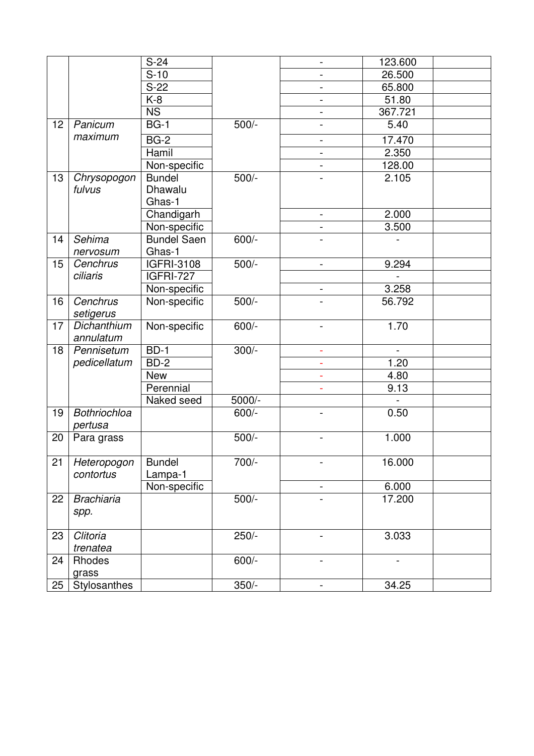| | | | | | | |
|---|---|---|---|---|---|---|
| | | S-24 | | - | 123.600 | |
| | | S-10 | | - | 26.500 | |
| | | S-22 | | - | 65.800 | |
| | | K-8 | | - | 51.80 | |
| | | NS | | - | 367.721 | |
| 12 | *Panicum maximum* | BG-1 | 500/- | - | 5.40 | |
| | | BG-2 | | - | 17.470 | |
| | | Hamil | | - | 2.350 | |
| | | Non-specific | | - | 128.00 | |
| 13 | *Chrysopogon fulvus* | Bundel Dhawalu Ghas-1 | 500/- | - | 2.105 | |
| | | Chandigarh | | - | 2.000 | |
| | | Non-specific | | - | 3.500 | |
| 14 | *Sehima nervosum* | Bundel Saen Ghas-1 | 600/- | - | - | |
| 15 | *Cenchrus ciliaris* | IGFRI-3108 | 500/- | - | 9.294 | |
| | | IGFRI-727 | | | - | |
| | | Non-specific | | - | 3.258 | |
| 16 | *Cenchrus setigerus* | Non-specific | 500/- | - | 56.792 | |
| 17 | *Dichanthium annulatum* | Non-specific | 600/- | - | 1.70 | |
| 18 | *Pennisetum pedicellatum* | BD-1 | 300/- | - | - | |
| | | BD-2 | | - | 1.20 | |
| | | New | | - | 4.80 | |
| | | Perennial | | - | 9.13 | |
| | | Naked seed | 5000/- | | - | |
| 19 | *Bothriochloa pertusa* | | 600/- | - | 0.50 | |
| 20 | Para grass | | 500/- | - | 1.000 | |
| 21 | *Heteropogon contortus* | Bundel Lampa-1 | 700/- | - | 16.000 | |
| | | Non-specific | | - | 6.000 | |
| 22 | *Brachiaria spp.* | | 500/- | - | 17.200 | |
| 23 | *Clitoria trenatea* | | 250/- | - | 3.033 | |
| 24 | Rhodes grass | | 600/- | - | - | |
| 25 | Stylosanthes | | 350/- | - | 34.25 | |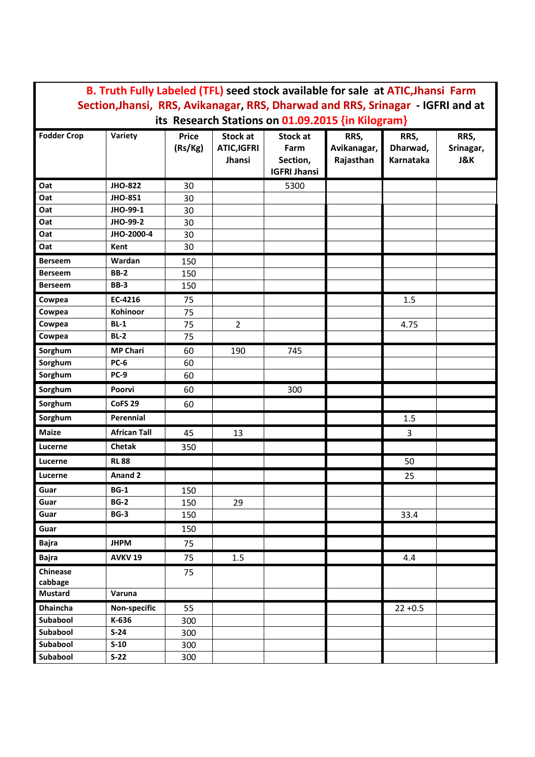**B. Truth Fully Labeled (TFL) seed stock available for sale at ATIC,Jhansi Farm Section,Jhansi, RRS, Avikanagar, RRS, Dharwad and RRS, Srinagar - IGFRI and at its Research Stations on 01.09.2015 {in Kilogram}**

| Fodder Crop | Variety | Price (Rs/Kg) | Stock at ATIC,IGFRI Jhansi | Stock at Farm Section, IGFRI Jhansi | RRS, Avikanagar, Rajasthan | RRS, Dharwad, Karnataka | RRS, Srinagar, J&K |
|---|---|---|---|---|---|---|---|
| Oat | JHO-822 | 30 | | 5300 | | | |
| Oat | JHO-851 | 30 | | | | | |
| Oat | JHO-99-1 | 30 | | | | | |
| Oat | JHO-99-2 | 30 | | | | | |
| Oat | JHO-2000-4 | 30 | | | | | |
| Oat | Kent | 30 | | | | | |
| Berseem | Wardan | 150 | | | | | |
| Berseem | BB-2 | 150 | | | | | |
| Berseem | BB-3 | 150 | | | | | |
| Cowpea | EC-4216 | 75 | | | | 1.5 | |
| Cowpea | Kohinoor | 75 | | | | | |
| Cowpea | BL-1 | 75 | 2 | | | 4.75 | |
| Cowpea | BL-2 | 75 | | | | | |
| Sorghum | MP Chari | 60 | 190 | 745 | | | |
| Sorghum | PC-6 | 60 | | | | | |
| Sorghum | PC-9 | 60 | | | | | |
| Sorghum | Poorvi | 60 | | 300 | | | |
| Sorghum | CoFS 29 | 60 | | | | | |
| Sorghum | Perennial | | | | | 1.5 | |
| Maize | African Tall | 45 | 13 | | | 3 | |
| Lucerne | Chetak | 350 | | | | | |
| Lucerne | RL 88 | | | | | 50 | |
| Lucerne | Anand 2 | | | | | 25 | |
| Guar | BG-1 | 150 | | | | | |
| Guar | BG-2 | 150 | 29 | | | | |
| Guar | BG-3 | 150 | | | | 33.4 | |
| Guar | | 150 | | | | | |
| Bajra | JHPM | 75 | | | | | |
| Bajra | AVKV 19 | 75 | 1.5 | | | 4.4 | |
| Chinease cabbage | | 75 | | | | | |
| Mustard | Varuna | | | | | | |
| Dhaincha | Non-specific | 55 | | | | 22 +0.5 | |
| Subabool | K-636 | 300 | | | | | |
| Subabool | S-24 | 300 | | | | | |
| Subabool | S-10 | 300 | | | | | |
| Subabool | S-22 | 300 | | | | | |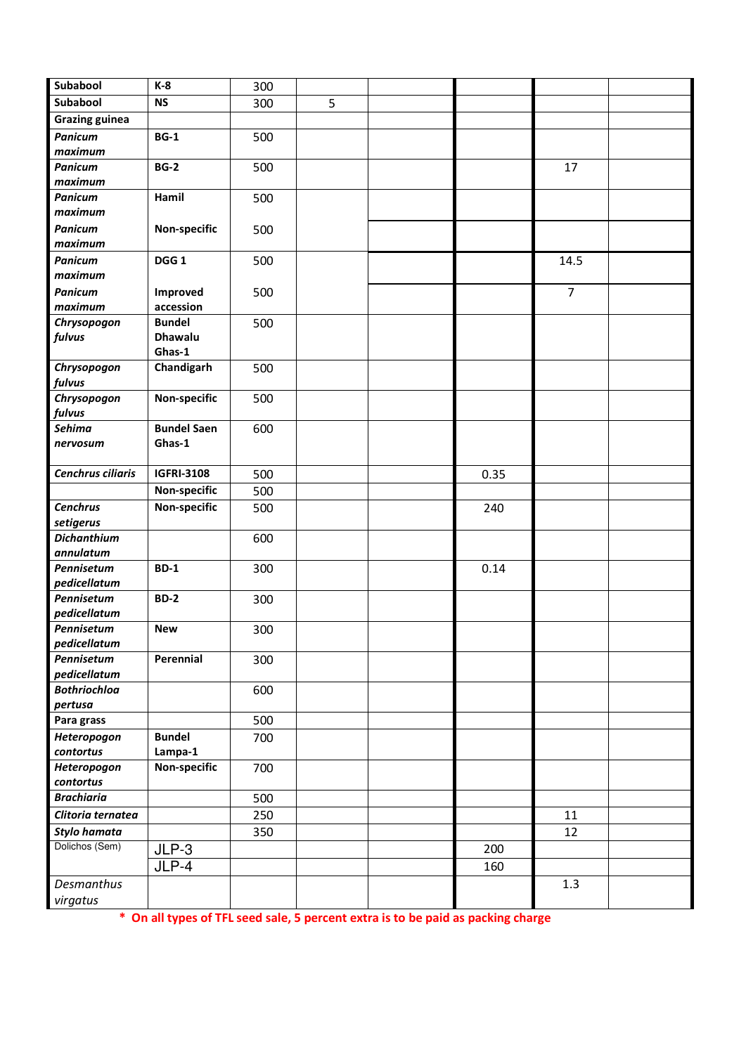| | | | | | | | |
|---|---|---|---|---|---|---|---|
| **Subabool** | **K-8** | 300 | | | | | |
| **Subabool** | **NS** | 300 | 5 | | | | |
| **Grazing guinea** | | | | | | | |
| ***Panicum maximum*** | **BG-1** | 500 | | | | | |
| ***Panicum maximum*** | **BG-2** | 500 | | | | 17 | |
| ***Panicum maximum*** | **Hamil** | 500 | | | | | |
| ***Panicum maximum*** | **Non-specific** | 500 | | | | | |
| ***Panicum maximum*** | **DGG 1** | 500 | | | | 14.5 | |
| ***Panicum maximum*** | **Improved accession** | 500 | | | | 7 | |
| ***Chrysopogon fulvus*** | **Bundel Dhawalu Ghas-1** | 500 | | | | | |
| ***Chrysopogon fulvus*** | **Chandigarh** | 500 | | | | | |
| ***Chrysopogon fulvus*** | **Non-specific** | 500 | | | | | |
| ***Sehima nervosum*** | **Bundel Saen Ghas-1** | 600 | | | | | |
| ***Cenchrus ciliaris*** | **IGFRI-3108** | 500 | | | 0.35 | | |
| | **Non-specific** | 500 | | | | | |
| ***Cenchrus setigerus*** | **Non-specific** | 500 | | | 240 | | |
| ***Dichanthium annulatum*** | | 600 | | | | | |
| ***Pennisetum pedicellatum*** | **BD-1** | 300 | | | 0.14 | | |
| ***Pennisetum pedicellatum*** | **BD-2** | 300 | | | | | |
| ***Pennisetum pedicellatum*** | **New** | 300 | | | | | |
| ***Pennisetum pedicellatum*** | **Perennial** | 300 | | | | | |
| ***Bothriochloa pertusa*** | | 600 | | | | | |
| **Para grass** | | 500 | | | | | |
| ***Heteropogon contortus*** | **Bundel Lampa-1** | 700 | | | | | |
| ***Heteropogon contortus*** | **Non-specific** | 700 | | | | | |
| ***Brachiaria*** | | 500 | | | | | |
| ***Clitoria ternatea*** | | 250 | | | | 11 | |
| ***Stylo hamata*** | | 350 | | | | 12 | |
| Dolichos (Sem) | JLP-3 | | | | 200 | | |
| | JLP-4 | | | | 160 | | |
| *Desmanthus virgatus* | | | | | | 1.3 | |

**\* On all types of TFL seed sale, 5 percent extra is to be paid as packing charge**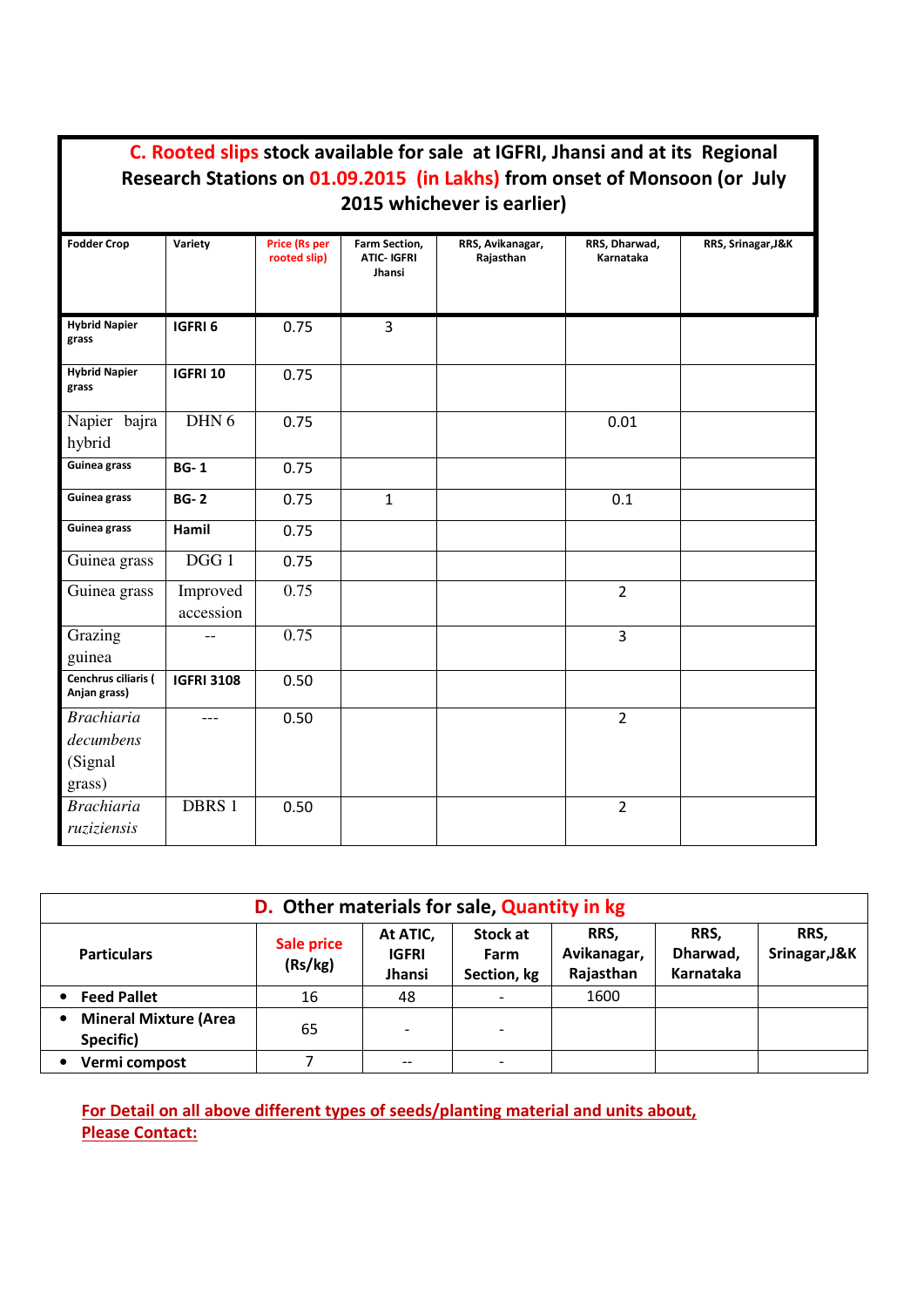## C. Rooted slips stock available for sale at IGFRI, Jhansi and at its Regional Research Stations on 01.09.2015 (in Lakhs) from onset of Monsoon (or July 2015 whichever is earlier)

| Fodder Crop | Variety | Price (Rs per rooted slip) | Farm Section, ATIC- IGFRI Jhansi | RRS, Avikanagar, Rajasthan | RRS, Dharwad, Karnataka | RRS, Srinagar,J&K |
|---|---|---|---|---|---|---|
| Hybrid Napier grass | IGFRI 6 | 0.75 | 3 | | | |
| Hybrid Napier grass | IGFRI 10 | 0.75 | | | | |
| Napier bajra hybrid | DHN 6 | 0.75 | | | 0.01 | |
| Guinea grass | BG- 1 | 0.75 | | | | |
| Guinea grass | BG- 2 | 0.75 | 1 | | 0.1 | |
| Guinea grass | Hamil | 0.75 | | | | |
| Guinea grass | DGG 1 | 0.75 | | | | |
| Guinea grass | Improved accession | 0.75 | | | 2 | |
| Grazing guinea | -- | 0.75 | | | 3 | |
| Cenchrus ciliaris ( Anjan grass) | IGFRI 3108 | 0.50 | | | | |
| *Brachiaria decumbens* (Signal grass) | --- | 0.50 | | | 2 | |
| *Brachiaria ruziziensis* | DBRS 1 | 0.50 | | | 2 | |

## D. Other materials for sale, Quantity in kg

| Particulars | Sale price (Rs/kg) | At ATIC, IGFRI Jhansi | Stock at Farm Section, kg | RRS, Avikanagar, Rajasthan | RRS, Dharwad, Karnataka | RRS, Srinagar,J&K |
|---|---|---|---|---|---|---|
| • Feed Pallet | 16 | 48 | - | 1600 | | |
| • Mineral Mixture (Area Specific) | 65 | - | - | | | |
| • Vermi compost | 7 | -- | - | | | |

**For Detail on all above different types of seeds/planting material and units about, Please Contact:**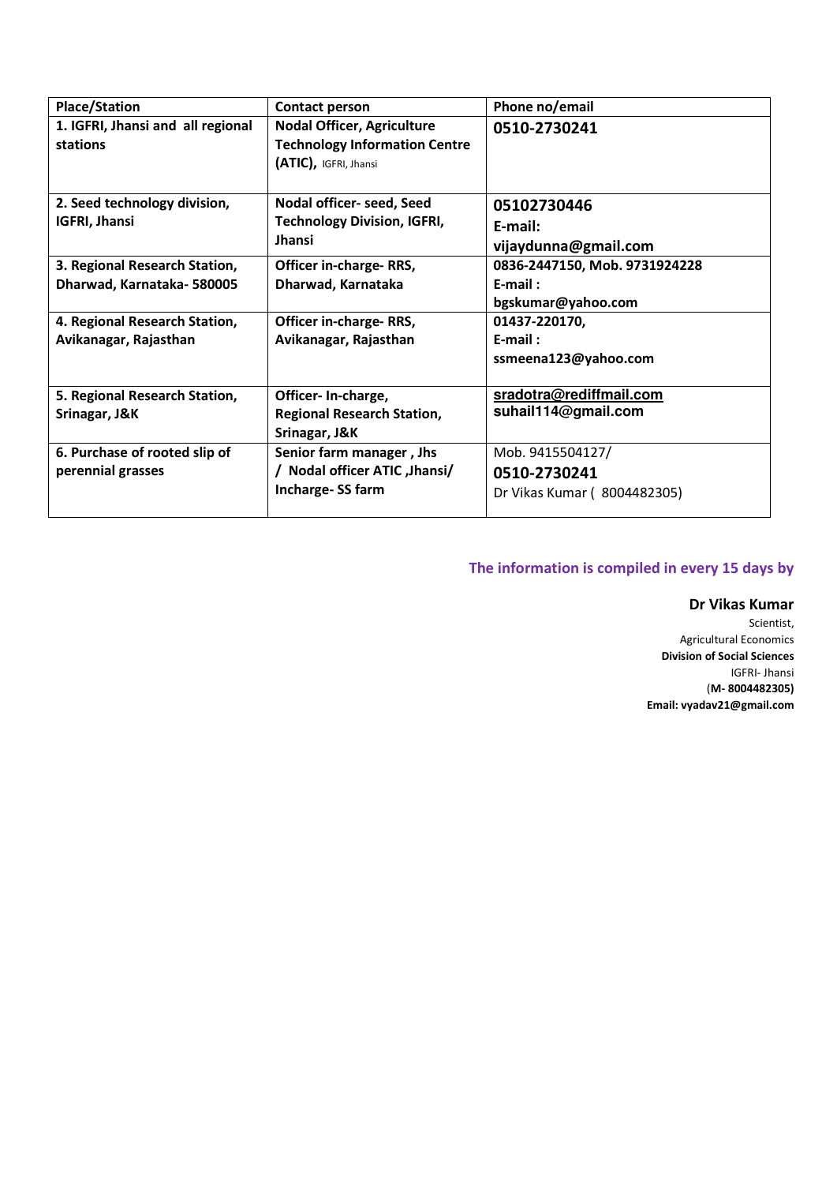| Place/Station | Contact person | Phone no/email |
|---|---|---|
| **1. IGFRI, Jhansi and all regional stations** | **Nodal Officer, Agriculture Technology Information Centre (ATIC),** IGFRI, Jhansi | **0510-2730241** |
| **2. Seed technology division, IGFRI, Jhansi** | **Nodal officer- seed, Seed Technology Division, IGFRI, Jhansi** | **05102730446** **E-mail: vijaydunna@gmail.com** |
| **3. Regional Research Station, Dharwad, Karnataka- 580005** | **Officer in-charge- RRS, Dharwad, Karnataka** | **0836-2447150, Mob. 9731924228** **E-mail : bgskumar@yahoo.com** |
| **4. Regional Research Station, Avikanagar, Rajasthan** | **Officer in-charge- RRS, Avikanagar, Rajasthan** | **01437-220170,** **E-mail : ssmeena123@yahoo.com** |
| **5. Regional Research Station, Srinagar, J&K** | **Officer- In-charge, Regional Research Station, Srinagar, J&K** | **sradotra@rediffmail.com** **suhail114@gmail.com** |
| **6. Purchase of rooted slip of perennial grasses** | **Senior farm manager , Jhs / Nodal officer ATIC ,Jhansi/ Incharge- SS farm** | Mob. 9415504127/ **0510-2730241** Dr Vikas Kumar ( 8004482305) |

**The information is compiled in every 15 days by**

**Dr Vikas Kumar**
Scientist,
Agricultural Economics
**Division of Social Sciences**
IGFRI- Jhansi
(**M- 8004482305)**
**Email: vyadav21@gmail.com**